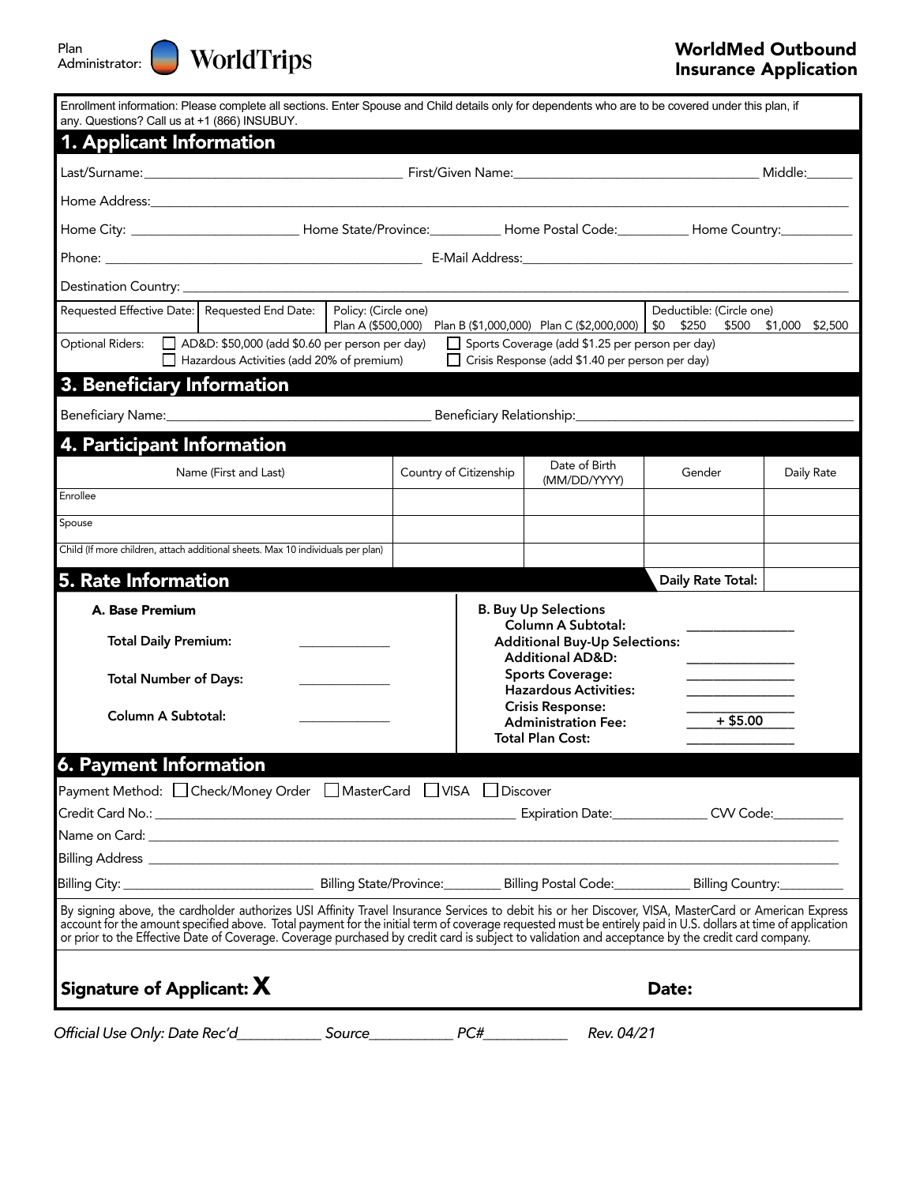Plan Administrator: WorldTrips

# WorldMed Outbound Insurance Application

Enrollment information: Please complete all sections. Enter Spouse and Child details only for dependents who are to be covered under this plan, if any. Questions? Call us at +1 (866) INSUBUY.

## 1. Applicant Information

Last/Surname:________________________ First/Given Name:________________________ Middle:______

Home Address:____________________________________________________________

Home City: ____________________ Home State/Province:__________ Home Postal Code:__________ Home Country:__________

Phone: ________________________________ E-Mail Address:________________________________

Destination Country: ____________________________________________________________

| Requested Effective Date: | Requested End Date: | Policy: (Circle one) Plan A ($500,000) Plan B ($1,000,000) Plan C ($2,000,000) | Deductible: (Circle one) $0 $250 $500 $1,000 $2,500 |
|---|---|---|---|

Optional Riders:
- ☐ AD&D: $50,000 (add $0.60 per person per day)
- ☐ Hazardous Activities (add 20% of premium)
- ☐ Sports Coverage (add $1.25 per person per day)
- ☐ Crisis Response (add $1.40 per person per day)

## 3. Beneficiary Information

Beneficiary Name:________________________ Beneficiary Relationship:________________________

## 4. Participant Information

| Name (First and Last) | Country of Citizenship | Date of Birth (MM/DD/YYYY) | Gender | Daily Rate |
|---|---|---|---|---|
| Enrollee | | | | |
| Spouse | | | | |
| Child (If more children, attach additional sheets. Max 10 individuals per plan) | | | | |

## 5. Rate Information

**Daily Rate Total:** ________

**A. Base Premium**

**Total Daily Premium:** ____________

**Total Number of Days:** ____________

**Column A Subtotal:** ____________

**B. Buy Up Selections**

**Column A Subtotal:** ____________

**Additional Buy-Up Selections:**

**Additional AD&D:** ____________

**Sports Coverage:** ____________

**Hazardous Activities:** ____________

**Crisis Response:** ____________

**Administration Fee:** + $5.00

**Total Plan Cost:** ____________

## 6. Payment Information

Payment Method: ☐ Check/Money Order ☐ MasterCard ☐ VISA ☐ Discover

Credit Card No.: ________________________ Expiration Date:__________ CVV Code:__________

Name on Card: ____________________________________________________________

Billing Address ____________________________________________________________

Billing City: ____________________ Billing State/Province:________ Billing Postal Code:__________ Billing Country:________

By signing above, the cardholder authorizes USI Affinity Travel Insurance Services to debit his or her Discover, VISA, MasterCard or American Express account for the amount specified above. Total payment for the initial term of coverage requested must be entirely paid in U.S. dollars at time of application or prior to the Effective Date of Coverage. Coverage purchased by credit card is subject to validation and acceptance by the credit card company.

**Signature of Applicant: X** **Date:**

*Official Use Only: Date Rec'd__________ Source__________ PC#__________ Rev. 04/21*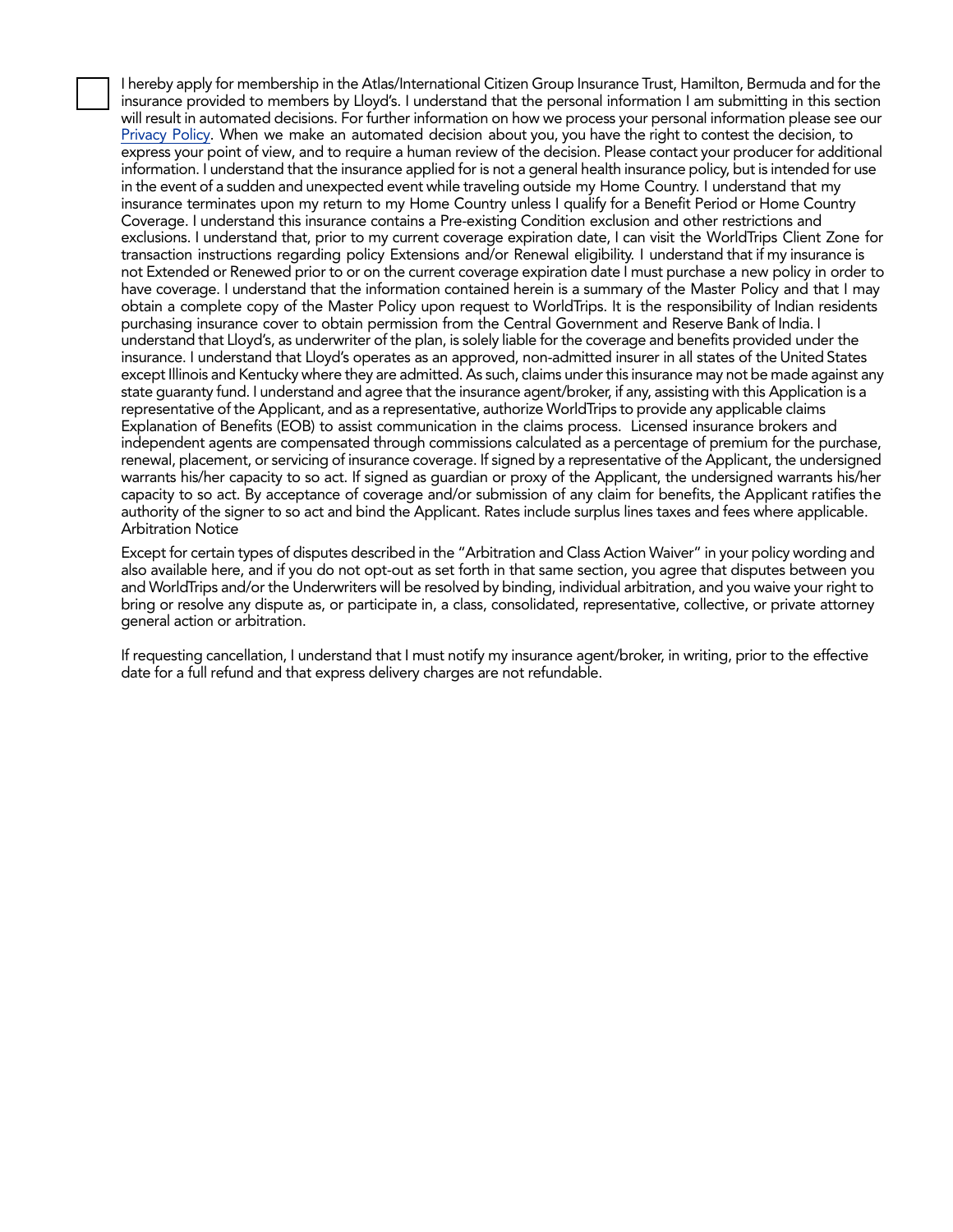☐ I hereby apply for membership in the Atlas/International Citizen Group Insurance Trust, Hamilton, Bermuda and for the insurance provided to members by Lloyd's. I understand that the personal information I am submitting in this section will result in automated decisions. For further information on how we process your personal information please see our Privacy Policy. When we make an automated decision about you, you have the right to contest the decision, to express your point of view, and to require a human review of the decision. Please contact your producer for additional information. I understand that the insurance applied for is not a general health insurance policy, but is intended for use in the event of a sudden and unexpected event while traveling outside my Home Country. I understand that my insurance terminates upon my return to my Home Country unless I qualify for a Benefit Period or Home Country Coverage. I understand this insurance contains a Pre-existing Condition exclusion and other restrictions and exclusions. I understand that, prior to my current coverage expiration date, I can visit the WorldTrips Client Zone for transaction instructions regarding policy Extensions and/or Renewal eligibility. I understand that if my insurance is not Extended or Renewed prior to or on the current coverage expiration date I must purchase a new policy in order to have coverage. I understand that the information contained herein is a summary of the Master Policy and that I may obtain a complete copy of the Master Policy upon request to WorldTrips. It is the responsibility of Indian residents purchasing insurance cover to obtain permission from the Central Government and Reserve Bank of India. I understand that Lloyd's, as underwriter of the plan, is solely liable for the coverage and benefits provided under the insurance. I understand that Lloyd's operates as an approved, non-admitted insurer in all states of the United States except Illinois and Kentucky where they are admitted. As such, claims under this insurance may not be made against any state guaranty fund. I understand and agree that the insurance agent/broker, if any, assisting with this Application is a representative of the Applicant, and as a representative, authorize WorldTrips to provide any applicable claims Explanation of Benefits (EOB) to assist communication in the claims process. Licensed insurance brokers and independent agents are compensated through commissions calculated as a percentage of premium for the purchase, renewal, placement, or servicing of insurance coverage. If signed by a representative of the Applicant, the undersigned warrants his/her capacity to so act. If signed as guardian or proxy of the Applicant, the undersigned warrants his/her capacity to so act. By acceptance of coverage and/or submission of any claim for benefits, the Applicant ratifies the authority of the signer to so act and bind the Applicant. Rates include surplus lines taxes and fees where applicable.
Arbitration Notice

Except for certain types of disputes described in the "Arbitration and Class Action Waiver" in your policy wording and also available here, and if you do not opt-out as set forth in that same section, you agree that disputes between you and WorldTrips and/or the Underwriters will be resolved by binding, individual arbitration, and you waive your right to bring or resolve any dispute as, or participate in, a class, consolidated, representative, collective, or private attorney general action or arbitration.

If requesting cancellation, I understand that I must notify my insurance agent/broker, in writing, prior to the effective date for a full refund and that express delivery charges are not refundable.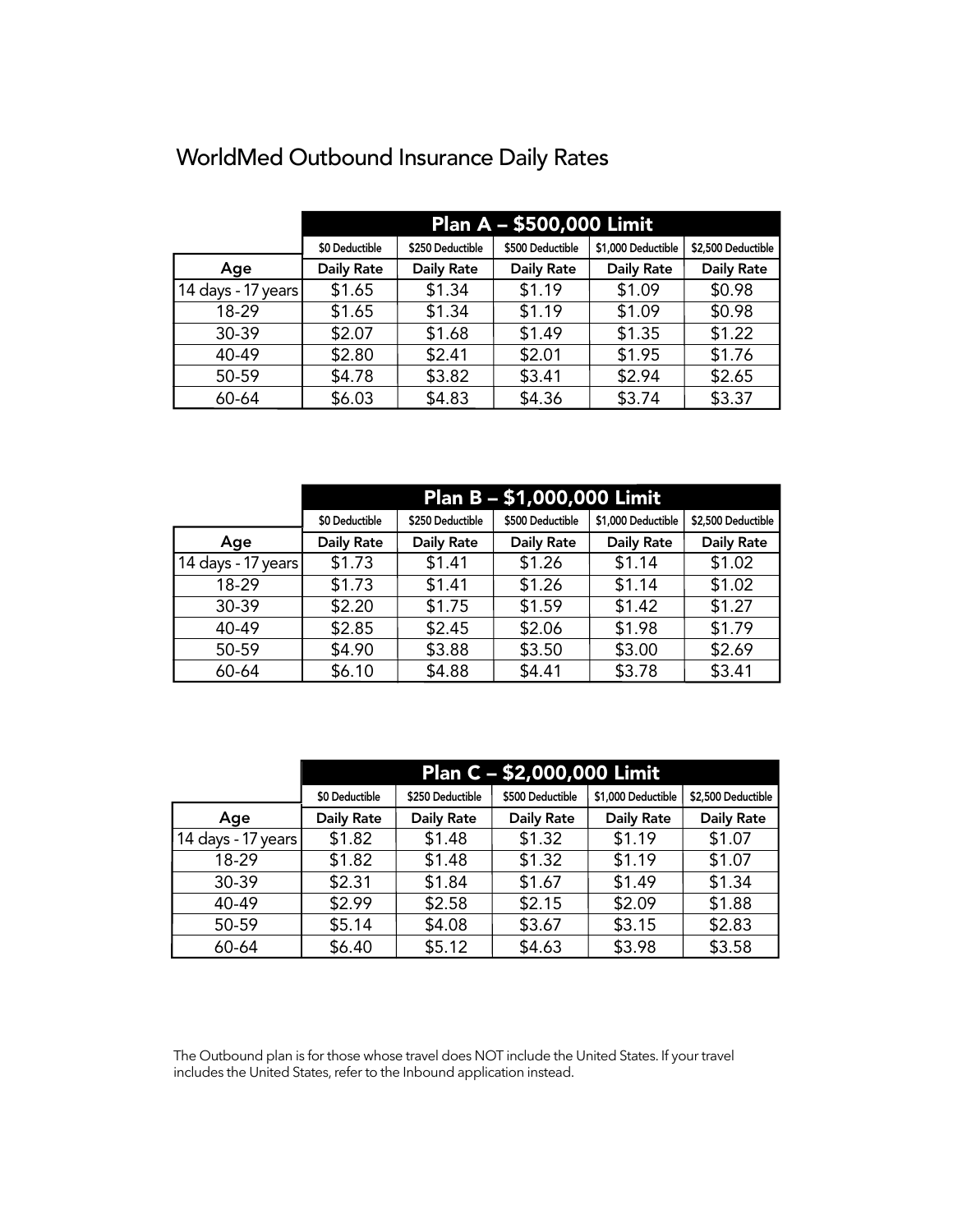# WorldMed Outbound Insurance Daily Rates

| | Plan A – $500,000 Limit | | | | |
|---|---|---|---|---|---|
| | $0 Deductible | $250 Deductible | $500 Deductible | $1,000 Deductible | $2,500 Deductible |
| Age | Daily Rate | Daily Rate | Daily Rate | Daily Rate | Daily Rate |
| 14 days - 17 years | $1.65 | $1.34 | $1.19 | $1.09 | $0.98 |
| 18-29 | $1.65 | $1.34 | $1.19 | $1.09 | $0.98 |
| 30-39 | $2.07 | $1.68 | $1.49 | $1.35 | $1.22 |
| 40-49 | $2.80 | $2.41 | $2.01 | $1.95 | $1.76 |
| 50-59 | $4.78 | $3.82 | $3.41 | $2.94 | $2.65 |
| 60-64 | $6.03 | $4.83 | $4.36 | $3.74 | $3.37 |

| | Plan B – $1,000,000 Limit | | | | |
|---|---|---|---|---|---|
| | $0 Deductible | $250 Deductible | $500 Deductible | $1,000 Deductible | $2,500 Deductible |
| Age | Daily Rate | Daily Rate | Daily Rate | Daily Rate | Daily Rate |
| 14 days - 17 years | $1.73 | $1.41 | $1.26 | $1.14 | $1.02 |
| 18-29 | $1.73 | $1.41 | $1.26 | $1.14 | $1.02 |
| 30-39 | $2.20 | $1.75 | $1.59 | $1.42 | $1.27 |
| 40-49 | $2.85 | $2.45 | $2.06 | $1.98 | $1.79 |
| 50-59 | $4.90 | $3.88 | $3.50 | $3.00 | $2.69 |
| 60-64 | $6.10 | $4.88 | $4.41 | $3.78 | $3.41 |

| | Plan C – $2,000,000 Limit | | | | |
|---|---|---|---|---|---|
| | $0 Deductible | $250 Deductible | $500 Deductible | $1,000 Deductible | $2,500 Deductible |
| Age | Daily Rate | Daily Rate | Daily Rate | Daily Rate | Daily Rate |
| 14 days - 17 years | $1.82 | $1.48 | $1.32 | $1.19 | $1.07 |
| 18-29 | $1.82 | $1.48 | $1.32 | $1.19 | $1.07 |
| 30-39 | $2.31 | $1.84 | $1.67 | $1.49 | $1.34 |
| 40-49 | $2.99 | $2.58 | $2.15 | $2.09 | $1.88 |
| 50-59 | $5.14 | $4.08 | $3.67 | $3.15 | $2.83 |
| 60-64 | $6.40 | $5.12 | $4.63 | $3.98 | $3.58 |

The Outbound plan is for those whose travel does NOT include the United States. If your travel includes the United States, refer to the Inbound application instead.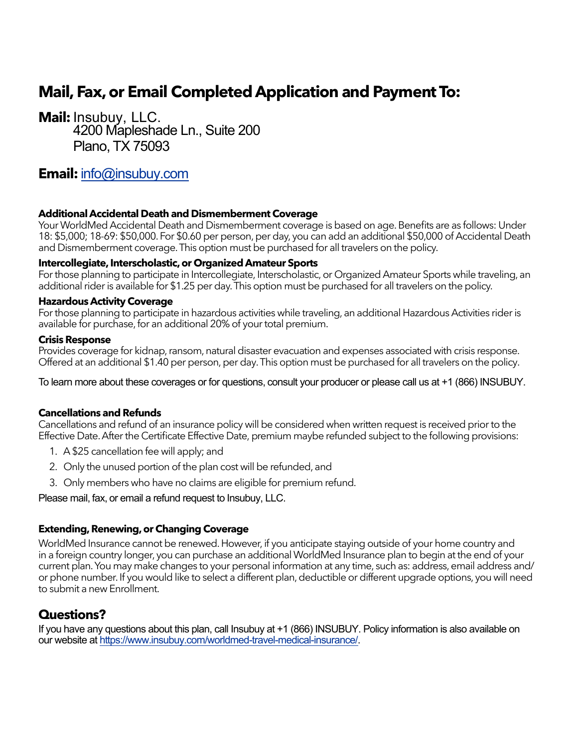## Mail, Fax, or Email Completed Application and Payment To:

**Mail:** Insubuy, LLC.
4200 Mapleshade Ln., Suite 200
Plano, TX 75093

**Email:** info@insubuy.com

**Additional Accidental Death and Dismemberment Coverage**
Your WorldMed Accidental Death and Dismemberment coverage is based on age. Benefits are as follows: Under 18: $5,000; 18-69: $50,000. For $0.60 per person, per day, you can add an additional $50,000 of Accidental Death and Dismemberment coverage. This option must be purchased for all travelers on the policy.

**Intercollegiate, Interscholastic, or Organized Amateur Sports**
For those planning to participate in Intercollegiate, Interscholastic, or Organized Amateur Sports while traveling, an additional rider is available for $1.25 per day. This option must be purchased for all travelers on the policy.

**Hazardous Activity Coverage**
For those planning to participate in hazardous activities while traveling, an additional Hazardous Activities rider is available for purchase, for an additional 20% of your total premium.

**Crisis Response**
Provides coverage for kidnap, ransom, natural disaster evacuation and expenses associated with crisis response. Offered at an additional $1.40 per person, per day. This option must be purchased for all travelers on the policy.

To learn more about these coverages or for questions, consult your producer or please call us at +1 (866) INSUBUY.

**Cancellations and Refunds**
Cancellations and refund of an insurance policy will be considered when written request is received prior to the Effective Date. After the Certificate Effective Date, premium maybe refunded subject to the following provisions:

1. A $25 cancellation fee will apply; and
2. Only the unused portion of the plan cost will be refunded, and
3. Only members who have no claims are eligible for premium refund.

Please mail, fax, or email a refund request to Insubuy, LLC.

**Extending, Renewing, or Changing Coverage**
WorldMed Insurance cannot be renewed. However, if you anticipate staying outside of your home country and in a foreign country longer, you can purchase an additional WorldMed Insurance plan to begin at the end of your current plan. You may make changes to your personal information at any time, such as: address, email address and/or phone number. If you would like to select a different plan, deductible or different upgrade options, you will need to submit a new Enrollment.

## Questions?

If you have any questions about this plan, call Insubuy at +1 (866) INSUBUY. Policy information is also available on our website at https://www.insubuy.com/worldmed-travel-medical-insurance/.